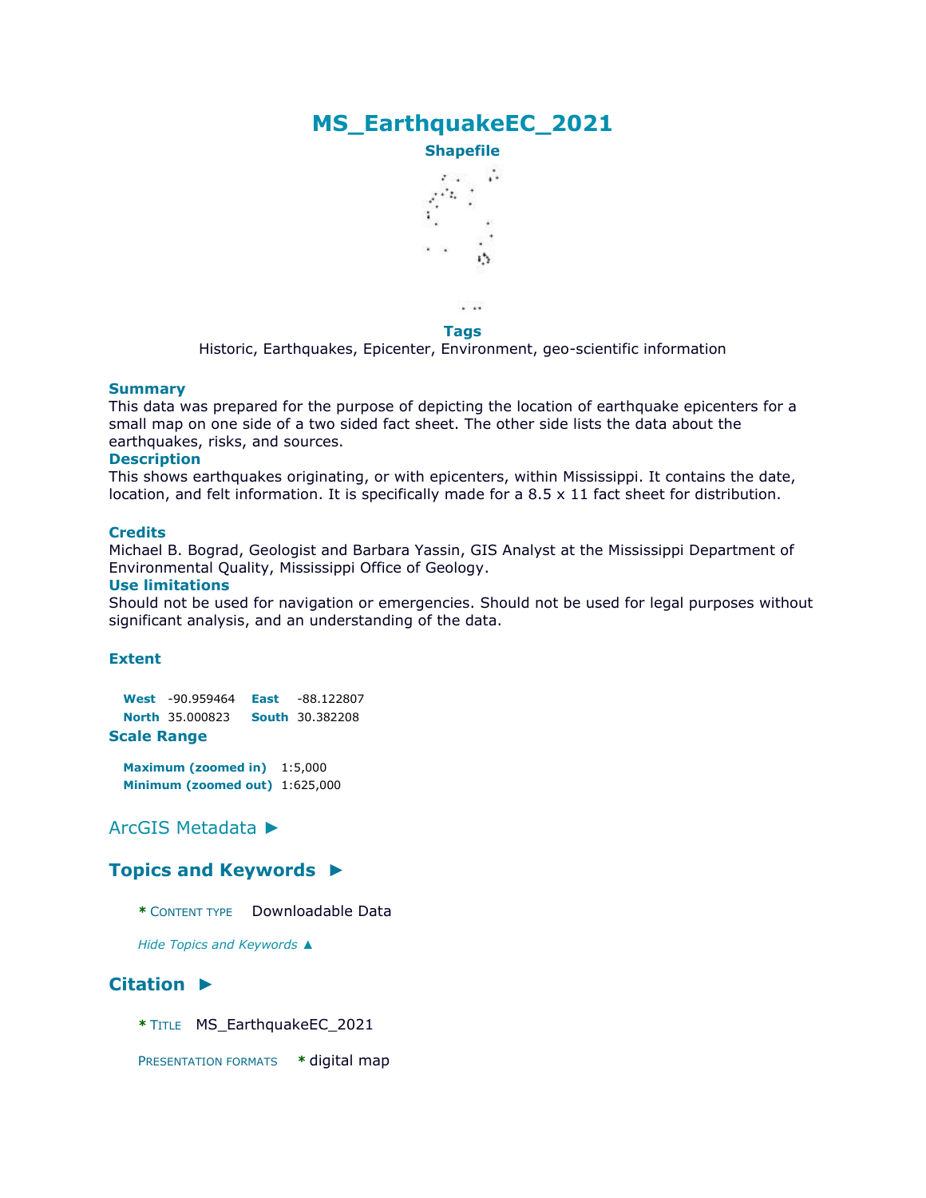# MS_EarthquakeEC_2021

**Shapefile**

**Tags**

Historic, Earthquakes, Epicenter, Environment, geo-scientific information

**Summary**

This data was prepared for the purpose of depicting the location of earthquake epicenters for a small map on one side of a two sided fact sheet. The other side lists the data about the earthquakes, risks, and sources.

**Description**

This shows earthquakes originating, or with epicenters, within Mississippi. It contains the date, location, and felt information. It is specifically made for a 8.5 x 11 fact sheet for distribution.

**Credits**

Michael B. Bograd, Geologist and Barbara Yassin, GIS Analyst at the Mississippi Department of Environmental Quality, Mississippi Office of Geology.

**Use limitations**

Should not be used for navigation or emergencies. Should not be used for legal purposes without significant analysis, and an understanding of the data.

**Extent**

| | | | |
|---|---|---|---|
| **West** | -90.959464 | **East** | -88.122807 |
| **North** | 35.000823 | **South** | 30.382208 |

**Scale Range**

**Maximum (zoomed in)** 1:5,000
**Minimum (zoomed out)** 1:625,000

## ArcGIS Metadata ►

### Topics and Keywords ►

\* CONTENT TYPE Downloadable Data

*Hide Topics and Keywords ▲*

### Citation ►

\* TITLE MS_EarthquakeEC_2021

PRESENTATION FORMATS \* digital map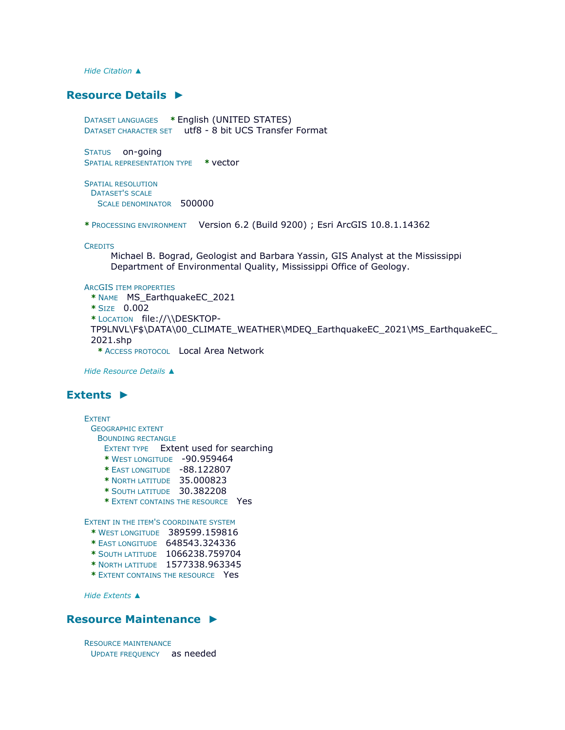*Hide Citation ▲*

## Resource Details ►

DATASET LANGUAGES * English (UNITED STATES)
DATASET CHARACTER SET utf8 - 8 bit UCS Transfer Format

STATUS on-going
SPATIAL REPRESENTATION TYPE * vector

SPATIAL RESOLUTION
DATASET'S SCALE
SCALE DENOMINATOR 500000

* PROCESSING ENVIRONMENT Version 6.2 (Build 9200) ; Esri ArcGIS 10.8.1.14362

CREDITS
Michael B. Bograd, Geologist and Barbara Yassin, GIS Analyst at the Mississippi Department of Environmental Quality, Mississippi Office of Geology.

ARCGIS ITEM PROPERTIES
* NAME MS_EarthquakeEC_2021
* SIZE 0.002
* LOCATION file://\\DESKTOP-TP9LNVL\F$\DATA\00_CLIMATE_WEATHER\MDEQ_EarthquakeEC_2021\MS_EarthquakeEC_2021.shp
* ACCESS PROTOCOL Local Area Network

*Hide Resource Details ▲*

## Extents ►

EXTENT
GEOGRAPHIC EXTENT
BOUNDING RECTANGLE
EXTENT TYPE Extent used for searching
* WEST LONGITUDE -90.959464
* EAST LONGITUDE -88.122807
* NORTH LATITUDE 35.000823
* SOUTH LATITUDE 30.382208
* EXTENT CONTAINS THE RESOURCE Yes

EXTENT IN THE ITEM'S COORDINATE SYSTEM
* WEST LONGITUDE 389599.159816
* EAST LONGITUDE 648543.324336
* SOUTH LATITUDE 1066238.759704
* NORTH LATITUDE 1577338.963345
* EXTENT CONTAINS THE RESOURCE Yes

*Hide Extents ▲*

## Resource Maintenance ►

RESOURCE MAINTENANCE
UPDATE FREQUENCY as needed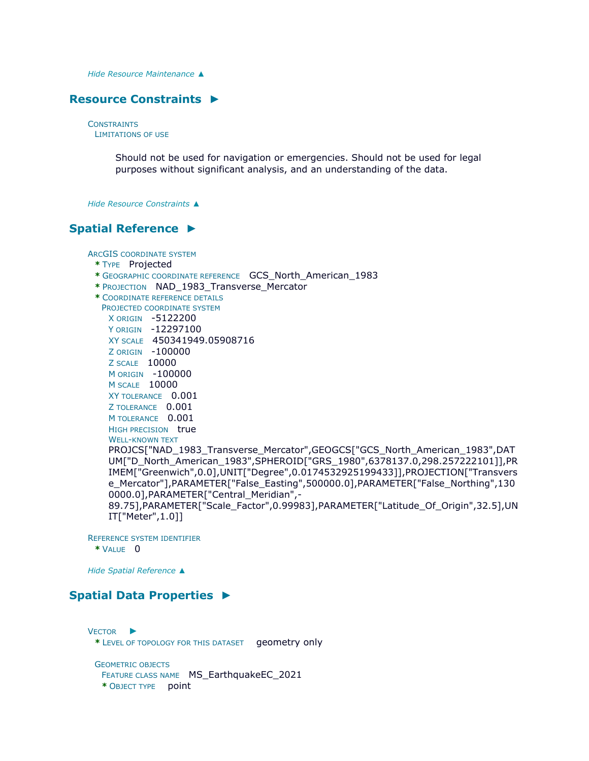*Hide Resource Maintenance ▲*

## Resource Constraints ►

CONSTRAINTS
LIMITATIONS OF USE

Should not be used for navigation or emergencies. Should not be used for legal purposes without significant analysis, and an understanding of the data.

*Hide Resource Constraints ▲*

## Spatial Reference ►

ARCGIS COORDINATE SYSTEM
* TYPE Projected
* GEOGRAPHIC COORDINATE REFERENCE GCS_North_American_1983
* PROJECTION NAD_1983_Transverse_Mercator
* COORDINATE REFERENCE DETAILS

PROJECTED COORDINATE SYSTEM
X ORIGIN -5122200
Y ORIGIN -12297100
XY SCALE 450341949.05908716
Z ORIGIN -100000
Z SCALE 10000
M ORIGIN -100000
M SCALE 10000
XY TOLERANCE 0.001
Z TOLERANCE 0.001
M TOLERANCE 0.001
HIGH PRECISION true
WELL-KNOWN TEXT
PROJCS["NAD_1983_Transverse_Mercator",GEOGCS["GCS_North_American_1983",DATUM["D_North_American_1983",SPHEROID["GRS_1980",6378137.0,298.257222101]],PRIMEM["Greenwich",0.0],UNIT["Degree",0.0174532925199433]],PROJECTION["Transverse_Mercator"],PARAMETER["False_Easting",500000.0],PARAMETER["False_Northing",1300000.0],PARAMETER["Central_Meridian",-89.75],PARAMETER["Scale_Factor",0.99983],PARAMETER["Latitude_Of_Origin",32.5],UNIT["Meter",1.0]]

REFERENCE SYSTEM IDENTIFIER
* VALUE 0

*Hide Spatial Reference ▲*

## Spatial Data Properties ►

VECTOR ►
* LEVEL OF TOPOLOGY FOR THIS DATASET geometry only

GEOMETRIC OBJECTS
FEATURE CLASS NAME MS_EarthquakeEC_2021
* OBJECT TYPE point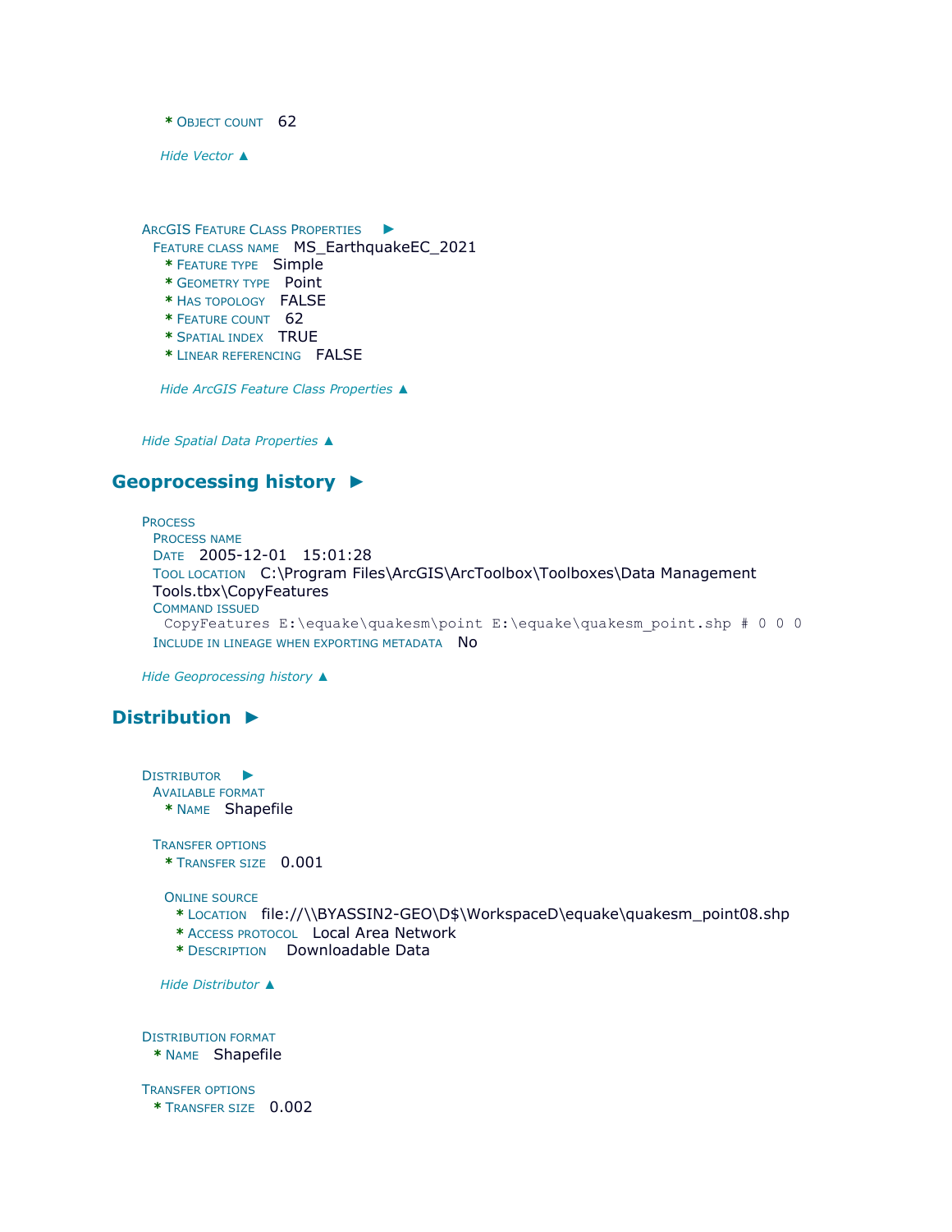* Object count 62

*Hide Vector ▲*

ArcGIS Feature Class Properties ►

Feature class name MS_EarthquakeEC_2021

* Feature type Simple
* Geometry type Point
* Has topology FALSE
* Feature count 62
* Spatial index TRUE
* Linear referencing FALSE

*Hide ArcGIS Feature Class Properties ▲*

*Hide Spatial Data Properties ▲*

## Geoprocessing history ►

Process

Process name

Date 2005-12-01 15:01:28

Tool location C:\Program Files\ArcGIS\ArcToolbox\Toolboxes\Data Management Tools.tbx\CopyFeatures

Command issued

```
CopyFeatures E:\equake\quakesm\point E:\equake\quakesm_point.shp # 0 0 0
```

Include in lineage when exporting metadata No

*Hide Geoprocessing history ▲*

## Distribution ►

Distributor ►

Available format

* Name Shapefile

Transfer options

* Transfer size 0.001

Online source

* Location file://\\BYASSIN2-GEO\D$\WorkspaceD\equake\quakesm_point08.shp
* Access protocol Local Area Network
* Description Downloadable Data

*Hide Distributor ▲*

Distribution format

* Name Shapefile

Transfer options

* Transfer size 0.002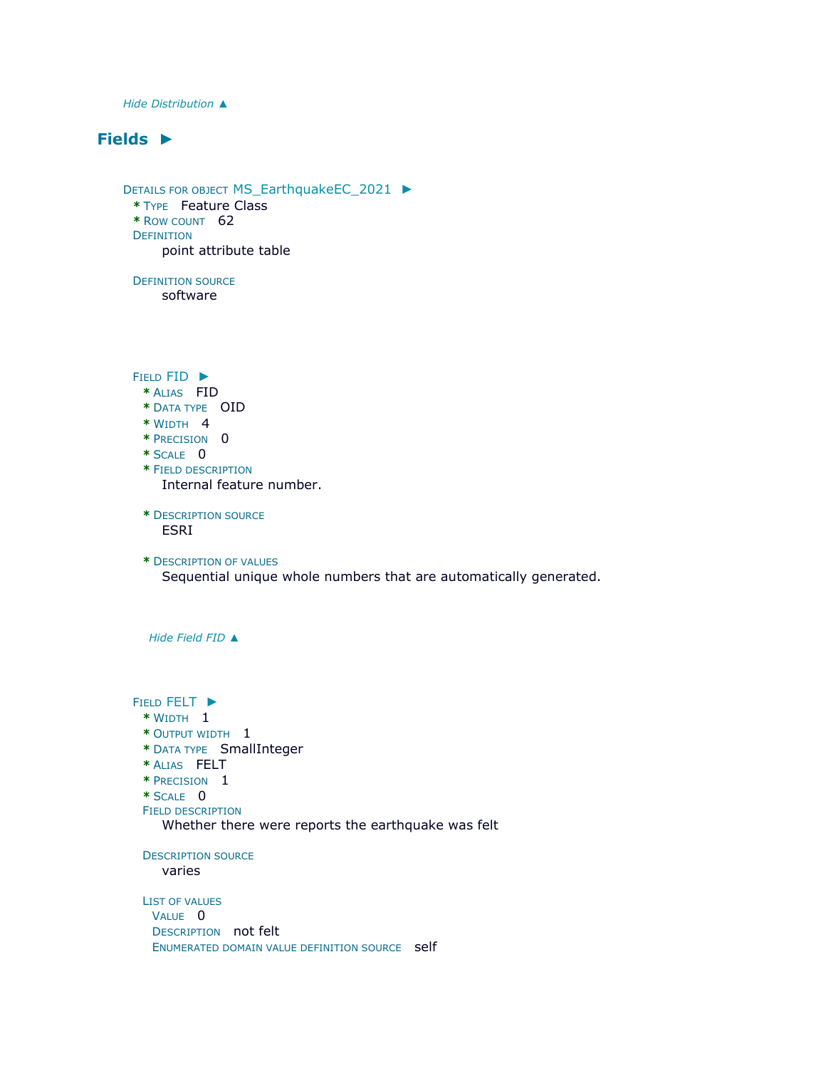*Hide Distribution ▲*

## Fields ►

DETAILS FOR OBJECT MS_EarthquakeEC_2021 ►

* TYPE   Feature Class
* ROW COUNT   62

DEFINITION
   point attribute table

DEFINITION SOURCE
   software

FIELD FID ►

* ALIAS   FID
* DATA TYPE   OID
* WIDTH   4
* PRECISION   0
* SCALE   0
* FIELD DESCRIPTION
   Internal feature number.
* DESCRIPTION SOURCE
   ESRI
* DESCRIPTION OF VALUES
   Sequential unique whole numbers that are automatically generated.

*Hide Field FID ▲*

FIELD FELT ►

* WIDTH   1
* OUTPUT WIDTH   1
* DATA TYPE   SmallInteger
* ALIAS   FELT
* PRECISION   1
* SCALE   0

FIELD DESCRIPTION
   Whether there were reports the earthquake was felt

DESCRIPTION SOURCE
   varies

LIST OF VALUES
   VALUE   0
   DESCRIPTION   not felt
   ENUMERATED DOMAIN VALUE DEFINITION SOURCE   self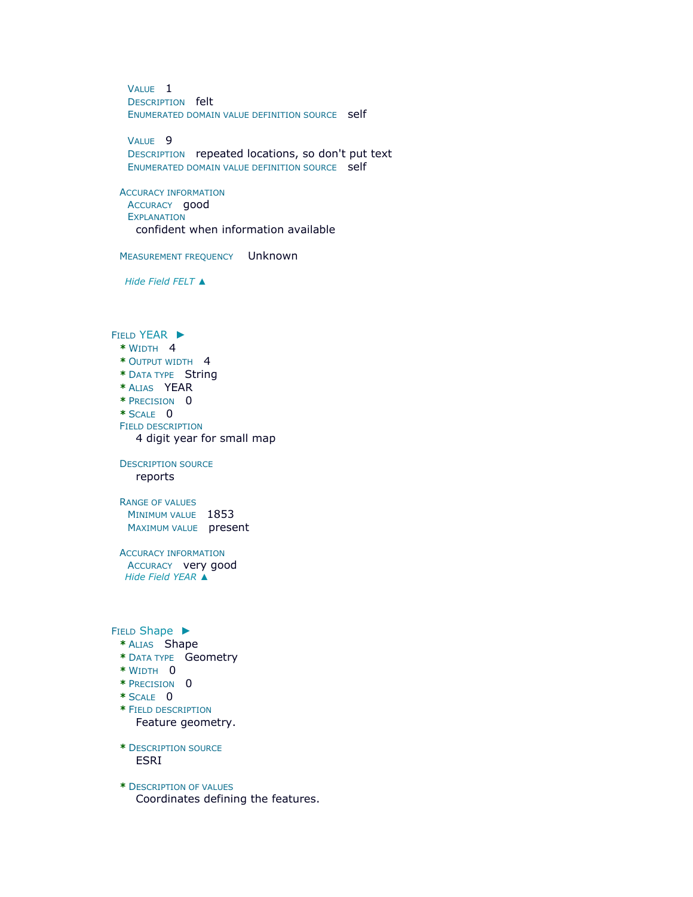Value 1
Description felt
Enumerated domain value definition source self

Value 9
Description repeated locations, so don't put text
Enumerated domain value definition source self

Accuracy information
Accuracy good
Explanation
confident when information available

Measurement frequency Unknown

*Hide Field FELT ▲*

Field YEAR ►
* Width 4
* Output width 4
* Data type String
* Alias YEAR
* Precision 0
* Scale 0

Field description
4 digit year for small map

Description source
reports

Range of values
Minimum value 1853
Maximum value present

Accuracy information
Accuracy very good

*Hide Field YEAR ▲*

Field Shape ►
* Alias Shape
* Data type Geometry
* Width 0
* Precision 0
* Scale 0
* Field description
Feature geometry.

* Description source
ESRI

* Description of values
Coordinates defining the features.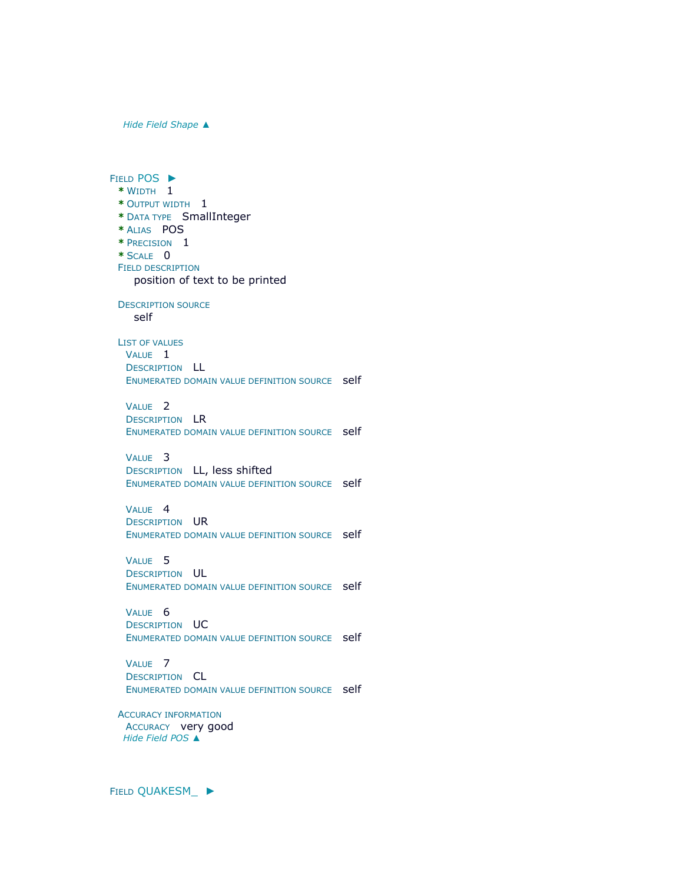*Hide Field Shape ▲*

**Field POS ►**

- \* Width 1
- \* Output width 1
- \* Data type SmallInteger
- \* Alias POS
- \* Precision 1
- \* Scale 0

Field description

position of text to be printed

Description source

self

List of values

Value 1
Description LL
Enumerated domain value definition source self

Value 2
Description LR
Enumerated domain value definition source self

Value 3
Description LL, less shifted
Enumerated domain value definition source self

Value 4
Description UR
Enumerated domain value definition source self

Value 5
Description UL
Enumerated domain value definition source self

Value 6
Description UC
Enumerated domain value definition source self

Value 7
Description CL
Enumerated domain value definition source self

Accuracy information

Accuracy very good

*Hide Field POS ▲*

**Field QUAKESM_ ►**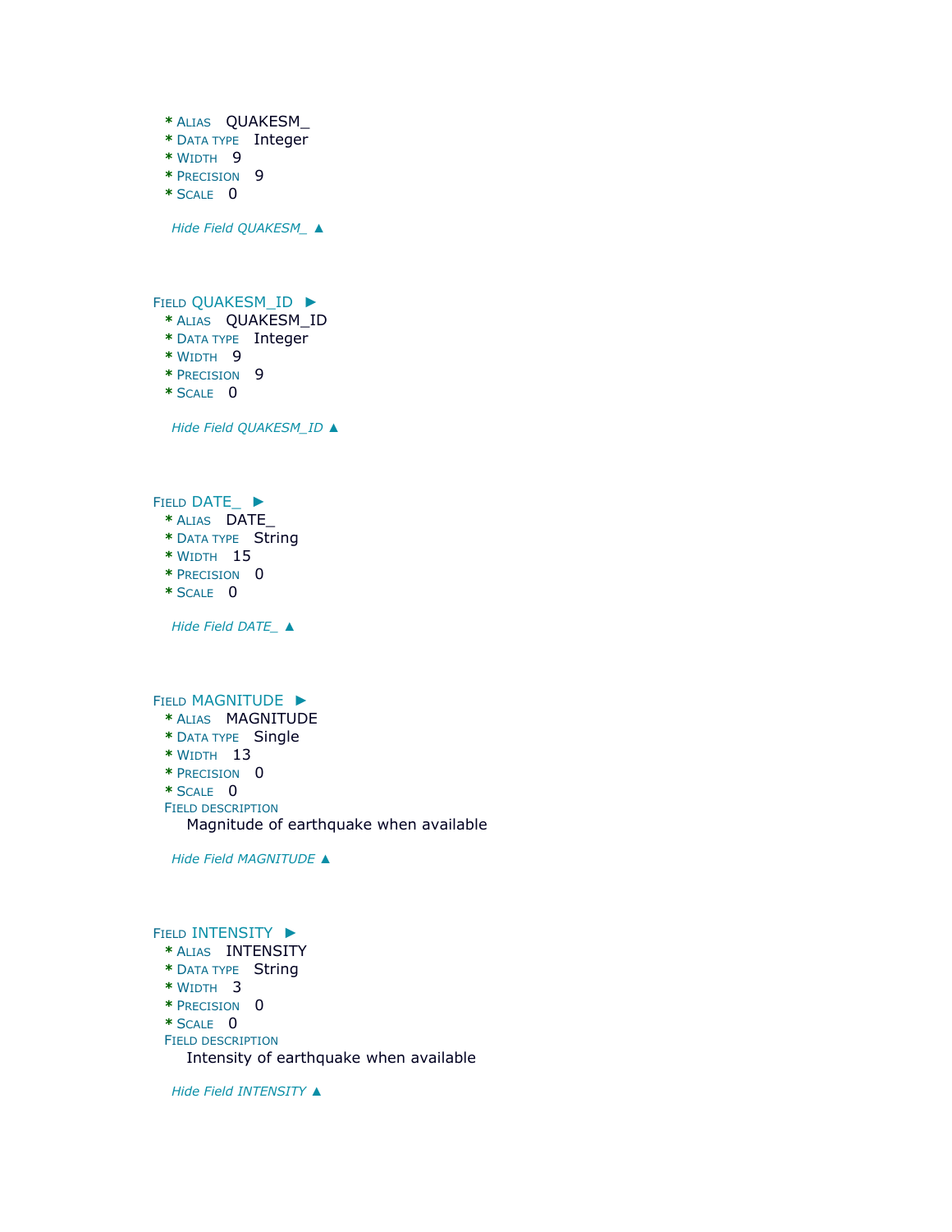* ALIAS QUAKESM_
* DATA TYPE Integer
* WIDTH 9
* PRECISION 9
* SCALE 0

*Hide Field QUAKESM_ ▲*

FIELD QUAKESM_ID ►
* ALIAS QUAKESM_ID
* DATA TYPE Integer
* WIDTH 9
* PRECISION 9
* SCALE 0

*Hide Field QUAKESM_ID ▲*

FIELD DATE_ ►
* ALIAS DATE_
* DATA TYPE String
* WIDTH 15
* PRECISION 0
* SCALE 0

*Hide Field DATE_ ▲*

FIELD MAGNITUDE ►
* ALIAS MAGNITUDE
* DATA TYPE Single
* WIDTH 13
* PRECISION 0
* SCALE 0

FIELD DESCRIPTION
Magnitude of earthquake when available

*Hide Field MAGNITUDE ▲*

FIELD INTENSITY ►
* ALIAS INTENSITY
* DATA TYPE String
* WIDTH 3
* PRECISION 0
* SCALE 0

FIELD DESCRIPTION
Intensity of earthquake when available

*Hide Field INTENSITY ▲*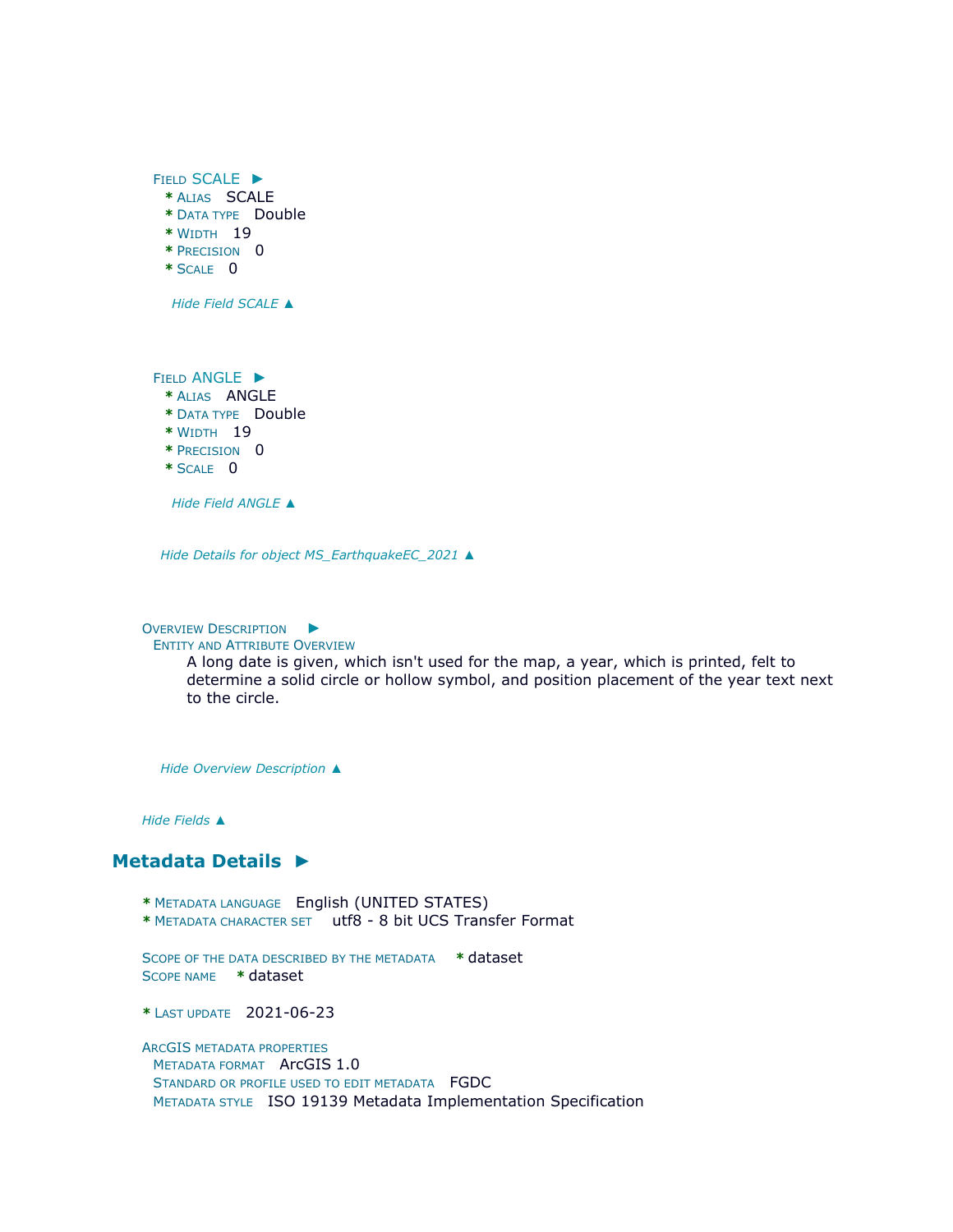Field SCALE ►

* Alias SCALE
* Data type Double
* Width 19
* Precision 0
* Scale 0

*Hide Field SCALE ▲*

Field ANGLE ►

* Alias ANGLE
* Data type Double
* Width 19
* Precision 0
* Scale 0

*Hide Field ANGLE ▲*

*Hide Details for object MS_EarthquakeEC_2021 ▲*

Overview Description ►

Entity and Attribute Overview

A long date is given, which isn't used for the map, a year, which is printed, felt to determine a solid circle or hollow symbol, and position placement of the year text next to the circle.

*Hide Overview Description ▲*

*Hide Fields ▲*

## Metadata Details ►

* Metadata language English (UNITED STATES)
* Metadata character set utf8 - 8 bit UCS Transfer Format

Scope of the data described by the metadata * dataset
Scope name * dataset

* Last update 2021-06-23

ArcGIS metadata properties
Metadata format ArcGIS 1.0
Standard or profile used to edit metadata FGDC
Metadata style ISO 19139 Metadata Implementation Specification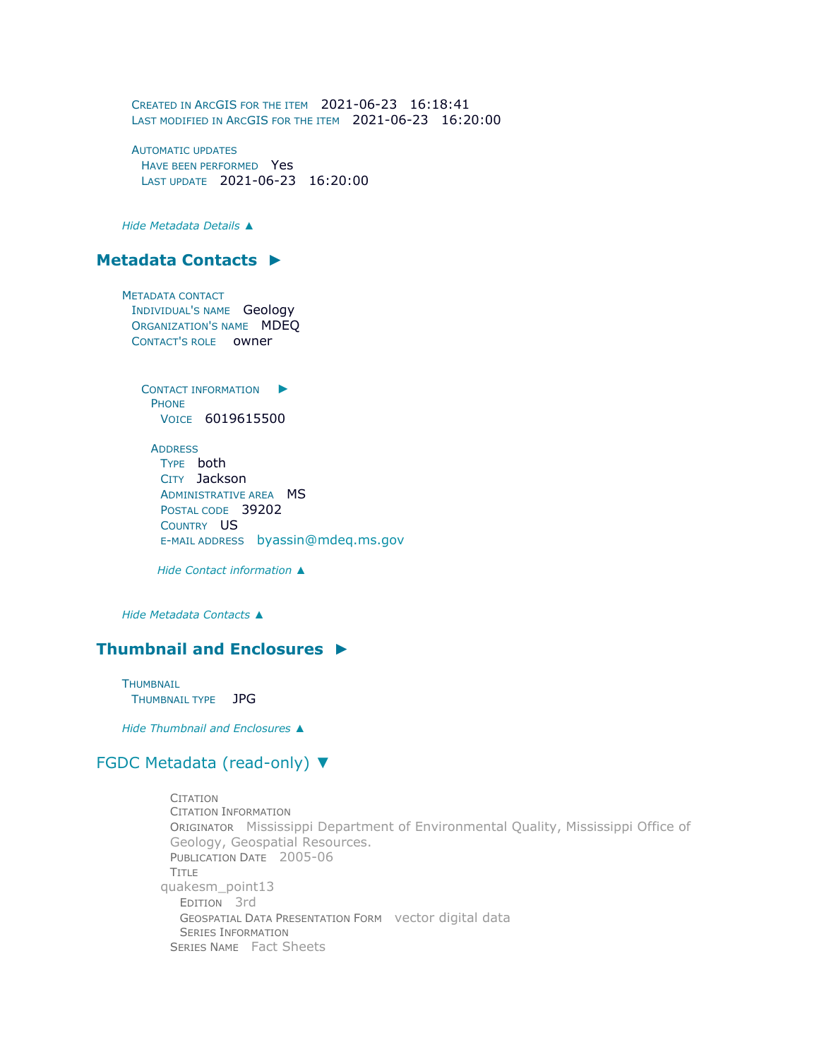Created in ArcGIS for the item 2021-06-23 16:18:41
Last modified in ArcGIS for the item 2021-06-23 16:20:00

Automatic updates
Have been performed Yes
Last update 2021-06-23 16:20:00

*Hide Metadata Details ▲*

## Metadata Contacts ►

Metadata contact
Individual's name Geology
Organization's name MDEQ
Contact's role owner

Contact information ►
Phone
Voice 6019615500

Address
Type both
City Jackson
Administrative area MS
Postal code 39202
Country US
E-mail address byassin@mdeq.ms.gov

*Hide Contact information ▲*

*Hide Metadata Contacts ▲*

## Thumbnail and Enclosures ►

Thumbnail
Thumbnail type JPG

*Hide Thumbnail and Enclosures ▲*

## FGDC Metadata (read-only) ▼

Citation
Citation Information
Originator Mississippi Department of Environmental Quality, Mississippi Office of Geology, Geospatial Resources.
Publication Date 2005-06
Title
quakesm_point13
Edition 3rd
Geospatial Data Presentation Form vector digital data
Series Information
Series Name Fact Sheets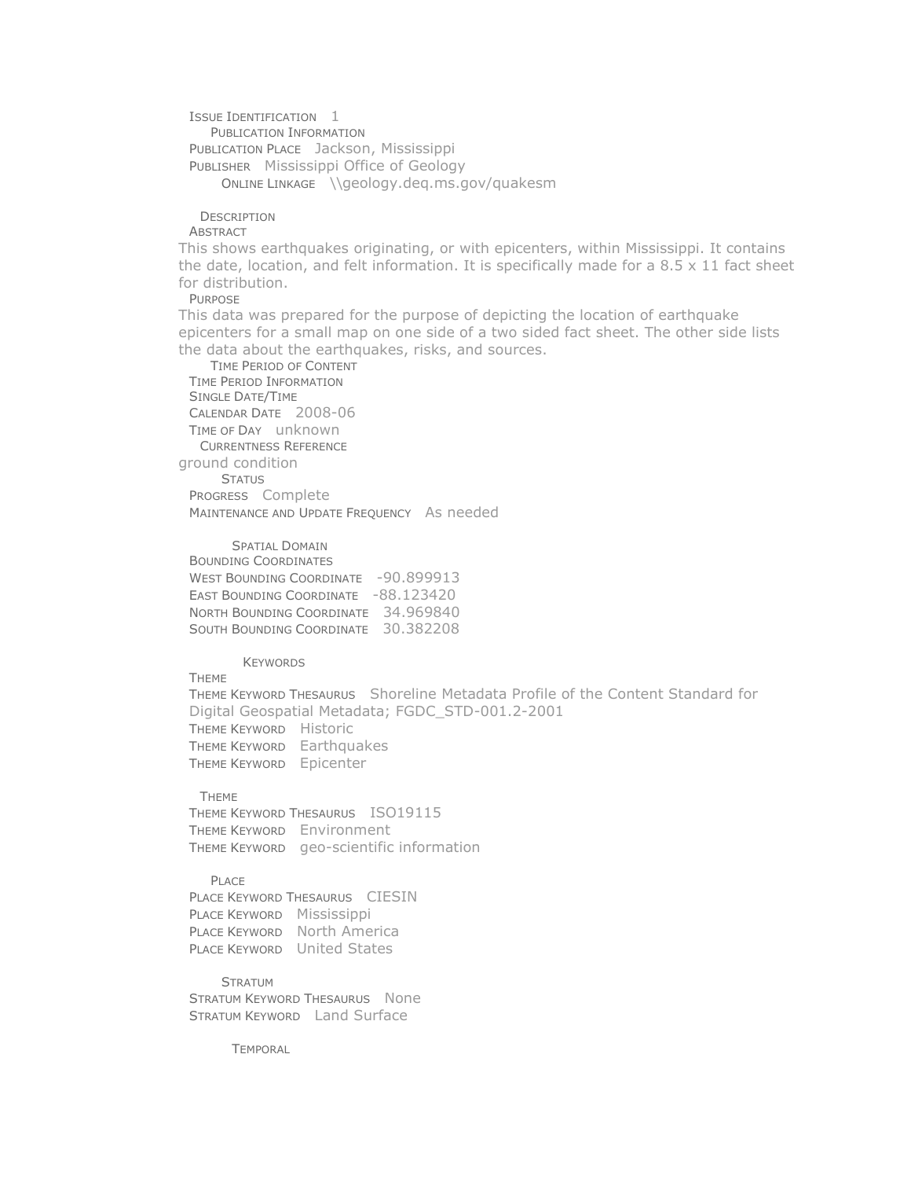ISSUE IDENTIFICATION 1

PUBLICATION INFORMATION

PUBLICATION PLACE Jackson, Mississippi

PUBLISHER Mississippi Office of Geology

ONLINE LINKAGE \\geology.deq.ms.gov/quakesm

DESCRIPTION

ABSTRACT

This shows earthquakes originating, or with epicenters, within Mississippi. It contains the date, location, and felt information. It is specifically made for a 8.5 x 11 fact sheet for distribution.

PURPOSE

This data was prepared for the purpose of depicting the location of earthquake epicenters for a small map on one side of a two sided fact sheet. The other side lists the data about the earthquakes, risks, and sources.

TIME PERIOD OF CONTENT

TIME PERIOD INFORMATION

SINGLE DATE/TIME

CALENDAR DATE 2008-06

TIME OF DAY unknown

CURRENTNESS REFERENCE

ground condition

STATUS

PROGRESS Complete

MAINTENANCE AND UPDATE FREQUENCY As needed

SPATIAL DOMAIN

BOUNDING COORDINATES

WEST BOUNDING COORDINATE -90.899913

EAST BOUNDING COORDINATE -88.123420

NORTH BOUNDING COORDINATE 34.969840

SOUTH BOUNDING COORDINATE 30.382208

KEYWORDS

THEME

THEME KEYWORD THESAURUS Shoreline Metadata Profile of the Content Standard for Digital Geospatial Metadata; FGDC_STD-001.2-2001

THEME KEYWORD Historic

THEME KEYWORD Earthquakes

THEME KEYWORD Epicenter

THEME

THEME KEYWORD THESAURUS ISO19115

THEME KEYWORD Environment

THEME KEYWORD geo-scientific information

PLACE

PLACE KEYWORD THESAURUS CIESIN

PLACE KEYWORD Mississippi

PLACE KEYWORD North America

PLACE KEYWORD United States

STRATUM

STRATUM KEYWORD THESAURUS None

STRATUM KEYWORD Land Surface

TEMPORAL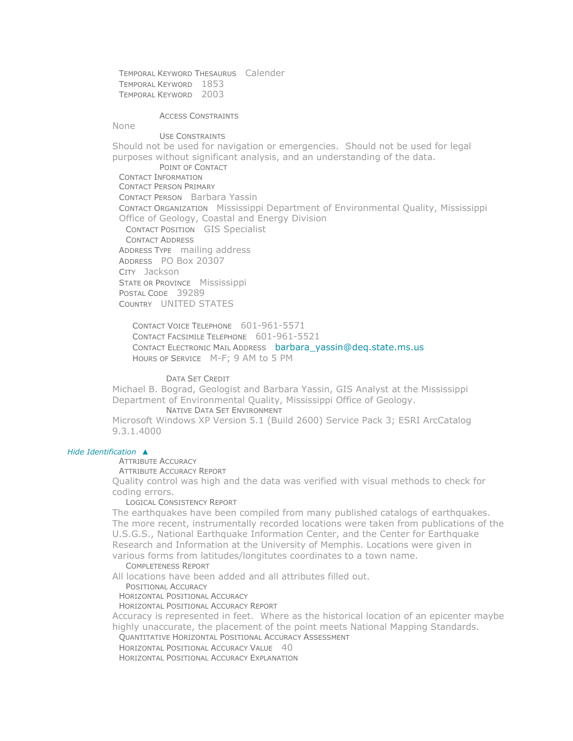Temporal Keyword Thesaurus Calender
Temporal Keyword 1853
Temporal Keyword 2003

Access Constraints

None

Use Constraints

Should not be used for navigation or emergencies. Should not be used for legal purposes without significant analysis, and an understanding of the data.

Point of Contact

Contact Information
Contact Person Primary
Contact Person Barbara Yassin
Contact Organization Mississippi Department of Environmental Quality, Mississippi Office of Geology, Coastal and Energy Division
Contact Position GIS Specialist
Contact Address
Address Type mailing address
Address PO Box 20307
City Jackson
State or Province Mississippi
Postal Code 39289
Country UNITED STATES

Contact Voice Telephone 601-961-5571
Contact Facsimile Telephone 601-961-5521
Contact Electronic Mail Address barbara_yassin@deq.state.ms.us
Hours of Service M-F; 9 AM to 5 PM

Data Set Credit

Michael B. Bograd, Geologist and Barbara Yassin, GIS Analyst at the Mississippi Department of Environmental Quality, Mississippi Office of Geology.

Native Data Set Environment

Microsoft Windows XP Version 5.1 (Build 2600) Service Pack 3; ESRI ArcCatalog 9.3.1.4000

*Hide Identification* ▲

Attribute Accuracy
Attribute Accuracy Report

Quality control was high and the data was verified with visual methods to check for coding errors.

Logical Consistency Report

The earthquakes have been compiled from many published catalogs of earthquakes. The more recent, instrumentally recorded locations were taken from publications of the U.S.G.S., National Earthquake Information Center, and the Center for Earthquake Research and Information at the University of Memphis. Locations were given in various forms from latitudes/longitutes coordinates to a town name.

Completeness Report

All locations have been added and all attributes filled out.

Positional Accuracy
Horizontal Positional Accuracy
Horizontal Positional Accuracy Report

Accuracy is represented in feet. Where as the historical location of an epicenter maybe highly unaccurate, the placement of the point meets National Mapping Standards.

Quantitative Horizontal Positional Accuracy Assessment
Horizontal Positional Accuracy Value 40
Horizontal Positional Accuracy Explanation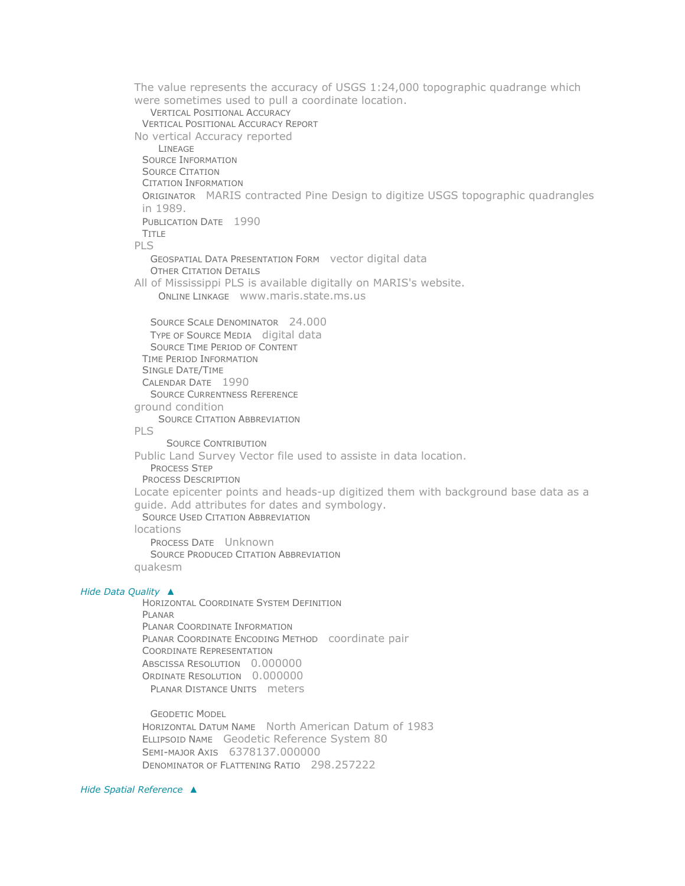The value represents the accuracy of USGS 1:24,000 topographic quadrange which were sometimes used to pull a coordinate location.

VERTICAL POSITIONAL ACCURACY

VERTICAL POSITIONAL ACCURACY REPORT

No vertical Accuracy reported

LINEAGE

SOURCE INFORMATION

SOURCE CITATION

CITATION INFORMATION

ORIGINATOR MARIS contracted Pine Design to digitize USGS topographic quadrangles in 1989.

PUBLICATION DATE 1990

TITLE

PLS

GEOSPATIAL DATA PRESENTATION FORM vector digital data

OTHER CITATION DETAILS

All of Mississippi PLS is available digitally on MARIS's website.

ONLINE LINKAGE www.maris.state.ms.us

SOURCE SCALE DENOMINATOR 24.000

TYPE OF SOURCE MEDIA digital data

SOURCE TIME PERIOD OF CONTENT

TIME PERIOD INFORMATION

SINGLE DATE/TIME

CALENDAR DATE 1990

SOURCE CURRENTNESS REFERENCE

ground condition

SOURCE CITATION ABBREVIATION

PLS

SOURCE CONTRIBUTION

Public Land Survey Vector file used to assiste in data location.

PROCESS STEP

PROCESS DESCRIPTION

Locate epicenter points and heads-up digitized them with background base data as a guide. Add attributes for dates and symbology.

SOURCE USED CITATION ABBREVIATION

locations

PROCESS DATE Unknown

SOURCE PRODUCED CITATION ABBREVIATION

quakesm

*Hide Data Quality ▲*

HORIZONTAL COORDINATE SYSTEM DEFINITION

PLANAR

PLANAR COORDINATE INFORMATION

PLANAR COORDINATE ENCODING METHOD coordinate pair

COORDINATE REPRESENTATION

ABSCISSA RESOLUTION 0.000000

ORDINATE RESOLUTION 0.000000

PLANAR DISTANCE UNITS meters

GEODETIC MODEL

HORIZONTAL DATUM NAME North American Datum of 1983

ELLIPSOID NAME Geodetic Reference System 80

SEMI-MAJOR AXIS 6378137.000000

DENOMINATOR OF FLATTENING RATIO 298.257222

*Hide Spatial Reference ▲*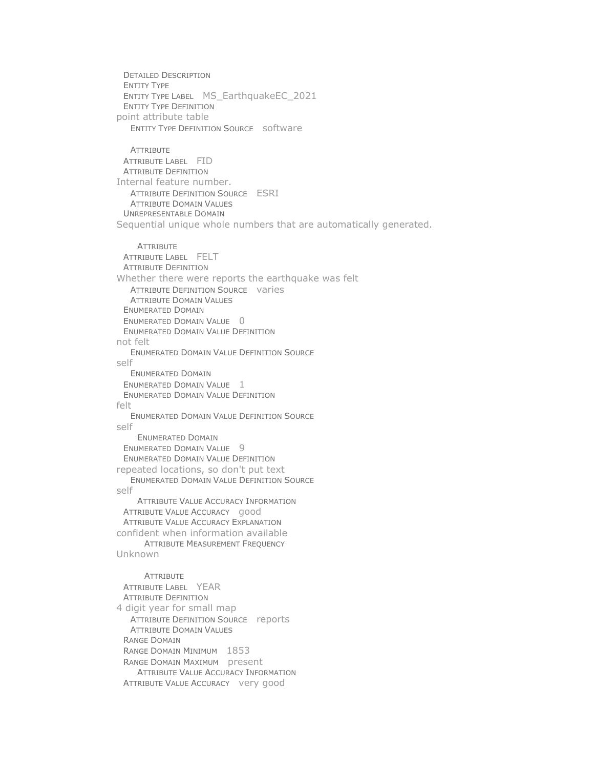DETAILED DESCRIPTION
ENTITY TYPE
ENTITY TYPE LABEL MS_EarthquakeEC_2021
ENTITY TYPE DEFINITION
point attribute table
ENTITY TYPE DEFINITION SOURCE software

ATTRIBUTE
ATTRIBUTE LABEL FID
ATTRIBUTE DEFINITION
Internal feature number.
ATTRIBUTE DEFINITION SOURCE ESRI
ATTRIBUTE DOMAIN VALUES
UNREPRESENTABLE DOMAIN
Sequential unique whole numbers that are automatically generated.

ATTRIBUTE
ATTRIBUTE LABEL FELT
ATTRIBUTE DEFINITION
Whether there were reports the earthquake was felt
ATTRIBUTE DEFINITION SOURCE varies
ATTRIBUTE DOMAIN VALUES
ENUMERATED DOMAIN
ENUMERATED DOMAIN VALUE 0
ENUMERATED DOMAIN VALUE DEFINITION
not felt
ENUMERATED DOMAIN VALUE DEFINITION SOURCE
self
ENUMERATED DOMAIN
ENUMERATED DOMAIN VALUE 1
ENUMERATED DOMAIN VALUE DEFINITION
felt
ENUMERATED DOMAIN VALUE DEFINITION SOURCE
self
ENUMERATED DOMAIN
ENUMERATED DOMAIN VALUE 9
ENUMERATED DOMAIN VALUE DEFINITION
repeated locations, so don't put text
ENUMERATED DOMAIN VALUE DEFINITION SOURCE
self
ATTRIBUTE VALUE ACCURACY INFORMATION
ATTRIBUTE VALUE ACCURACY good
ATTRIBUTE VALUE ACCURACY EXPLANATION
confident when information available
ATTRIBUTE MEASUREMENT FREQUENCY
Unknown

ATTRIBUTE
ATTRIBUTE LABEL YEAR
ATTRIBUTE DEFINITION
4 digit year for small map
ATTRIBUTE DEFINITION SOURCE reports
ATTRIBUTE DOMAIN VALUES
RANGE DOMAIN
RANGE DOMAIN MINIMUM 1853
RANGE DOMAIN MAXIMUM present
ATTRIBUTE VALUE ACCURACY INFORMATION
ATTRIBUTE VALUE ACCURACY very good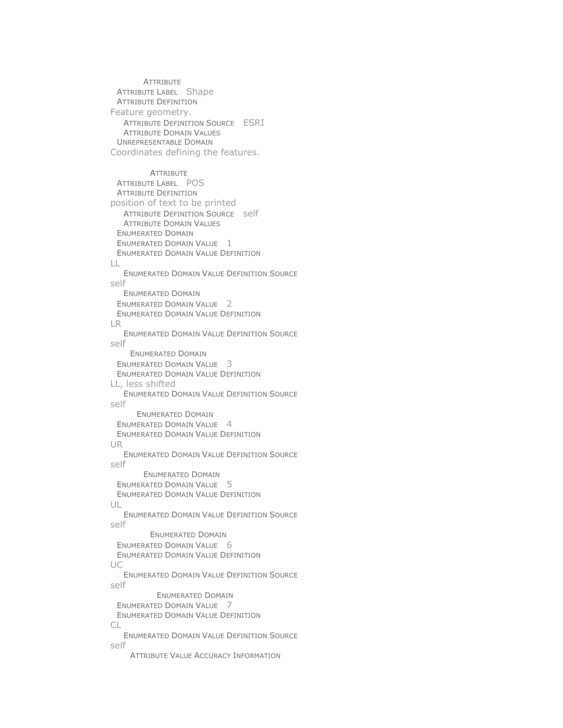Attribute
Attribute Label Shape
Attribute Definition
Feature geometry.
Attribute Definition Source ESRI
Attribute Domain Values
Unrepresentable Domain
Coordinates defining the features.

Attribute
Attribute Label POS
Attribute Definition
position of text to be printed
Attribute Definition Source self
Attribute Domain Values
Enumerated Domain
Enumerated Domain Value 1
Enumerated Domain Value Definition
LL
Enumerated Domain Value Definition Source
self
Enumerated Domain
Enumerated Domain Value 2
Enumerated Domain Value Definition
LR
Enumerated Domain Value Definition Source
self
Enumerated Domain
Enumerated Domain Value 3
Enumerated Domain Value Definition
LL, less shifted
Enumerated Domain Value Definition Source
self
Enumerated Domain
Enumerated Domain Value 4
Enumerated Domain Value Definition
UR
Enumerated Domain Value Definition Source
self
Enumerated Domain
Enumerated Domain Value 5
Enumerated Domain Value Definition
UL
Enumerated Domain Value Definition Source
self
Enumerated Domain
Enumerated Domain Value 6
Enumerated Domain Value Definition
UC
Enumerated Domain Value Definition Source
self
Enumerated Domain
Enumerated Domain Value 7
Enumerated Domain Value Definition
CL
Enumerated Domain Value Definition Source
self
Attribute Value Accuracy Information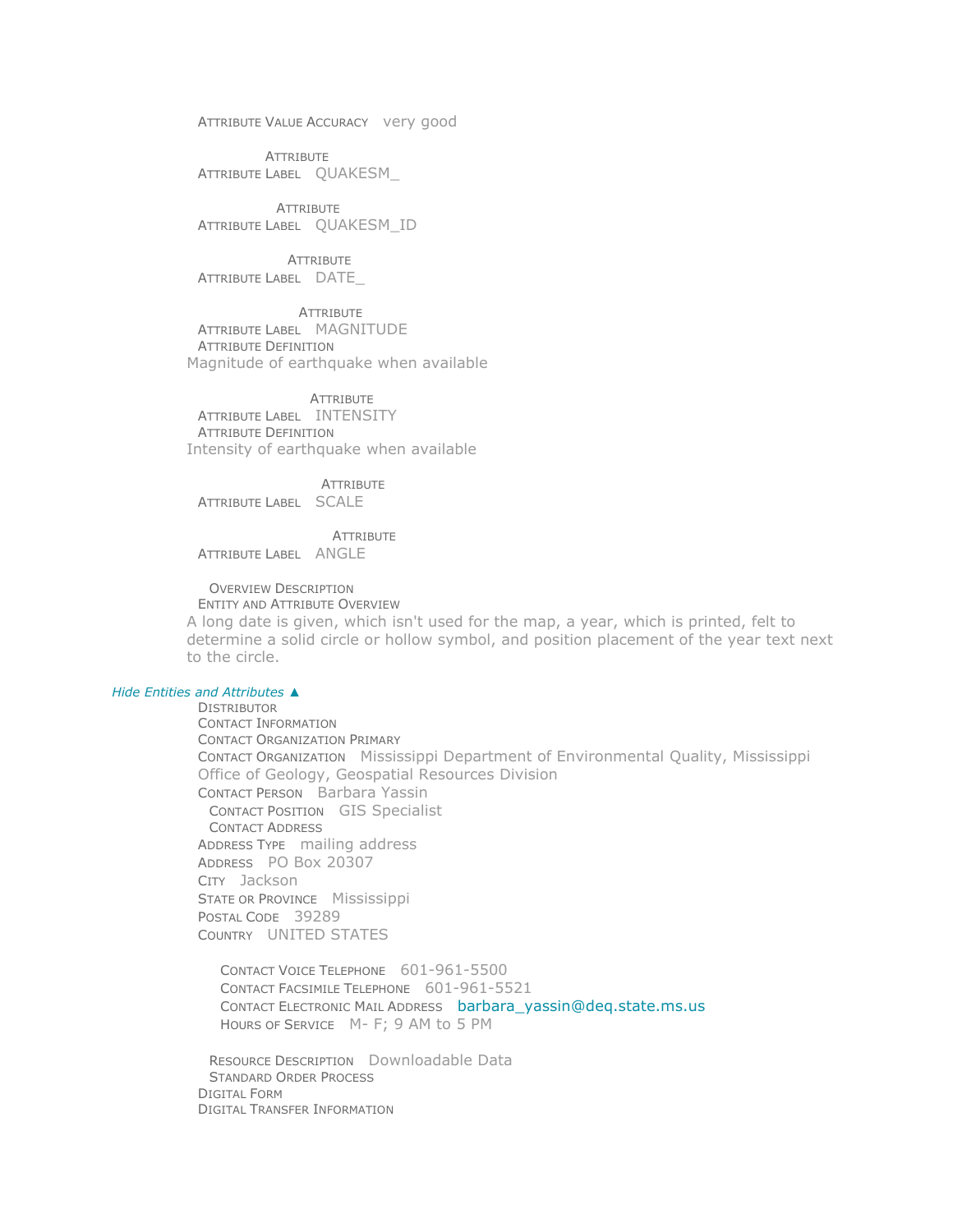ATTRIBUTE VALUE ACCURACY very good

ATTRIBUTE
ATTRIBUTE LABEL QUAKESM_

ATTRIBUTE
ATTRIBUTE LABEL QUAKESM_ID

ATTRIBUTE
ATTRIBUTE LABEL DATE_

ATTRIBUTE
ATTRIBUTE LABEL MAGNITUDE
ATTRIBUTE DEFINITION
Magnitude of earthquake when available

ATTRIBUTE
ATTRIBUTE LABEL INTENSITY
ATTRIBUTE DEFINITION
Intensity of earthquake when available

ATTRIBUTE
ATTRIBUTE LABEL SCALE

ATTRIBUTE
ATTRIBUTE LABEL ANGLE

OVERVIEW DESCRIPTION
ENTITY AND ATTRIBUTE OVERVIEW
A long date is given, which isn't used for the map, a year, which is printed, felt to determine a solid circle or hollow symbol, and position placement of the year text next to the circle.

*Hide Entities and Attributes ▲*

DISTRIBUTOR
CONTACT INFORMATION
CONTACT ORGANIZATION PRIMARY
CONTACT ORGANIZATION Mississippi Department of Environmental Quality, Mississippi Office of Geology, Geospatial Resources Division
CONTACT PERSON Barbara Yassin
CONTACT POSITION GIS Specialist
CONTACT ADDRESS
ADDRESS TYPE mailing address
ADDRESS PO Box 20307
CITY Jackson
STATE OR PROVINCE Mississippi
POSTAL CODE 39289
COUNTRY UNITED STATES

CONTACT VOICE TELEPHONE 601-961-5500
CONTACT FACSIMILE TELEPHONE 601-961-5521
CONTACT ELECTRONIC MAIL ADDRESS barbara_yassin@deq.state.ms.us
HOURS OF SERVICE M- F; 9 AM to 5 PM

RESOURCE DESCRIPTION Downloadable Data
STANDARD ORDER PROCESS
DIGITAL FORM
DIGITAL TRANSFER INFORMATION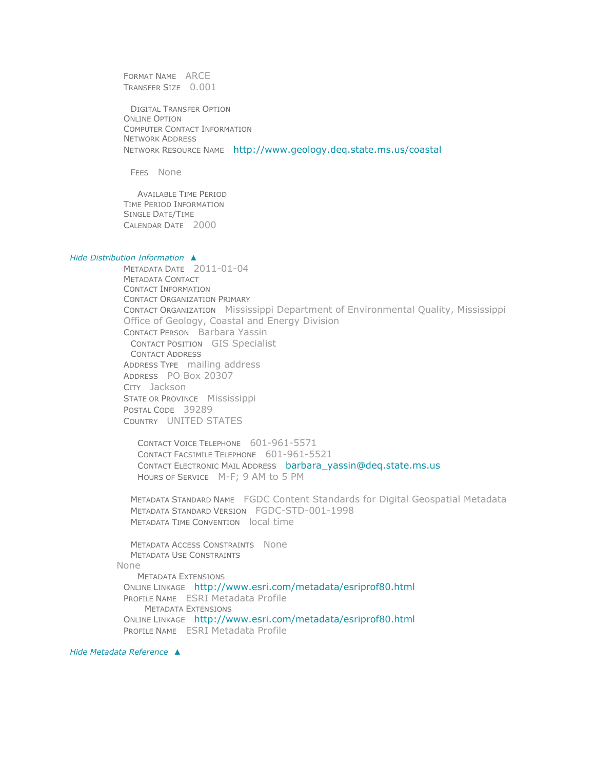Format Name ARCE
Transfer Size 0.001

Digital Transfer Option
Online Option
Computer Contact Information
Network Address
Network Resource Name http://www.geology.deq.state.ms.us/coastal

Fees None

Available Time Period
Time Period Information
Single Date/Time
Calendar Date 2000

*Hide Distribution Information* ▲

Metadata Date 2011-01-04
Metadata Contact
Contact Information
Contact Organization Primary
Contact Organization Mississippi Department of Environmental Quality, Mississippi Office of Geology, Coastal and Energy Division
Contact Person Barbara Yassin
Contact Position GIS Specialist
Contact Address
Address Type mailing address
Address PO Box 20307
City Jackson
State or Province Mississippi
Postal Code 39289
Country UNITED STATES

Contact Voice Telephone 601-961-5571
Contact Facsimile Telephone 601-961-5521
Contact Electronic Mail Address barbara_yassin@deq.state.ms.us
Hours of Service M-F; 9 AM to 5 PM

Metadata Standard Name FGDC Content Standards for Digital Geospatial Metadata
Metadata Standard Version FGDC-STD-001-1998
Metadata Time Convention local time

Metadata Access Constraints None
Metadata Use Constraints
None
Metadata Extensions
Online Linkage http://www.esri.com/metadata/esriprof80.html
Profile Name ESRI Metadata Profile
Metadata Extensions
Online Linkage http://www.esri.com/metadata/esriprof80.html
Profile Name ESRI Metadata Profile

*Hide Metadata Reference* ▲